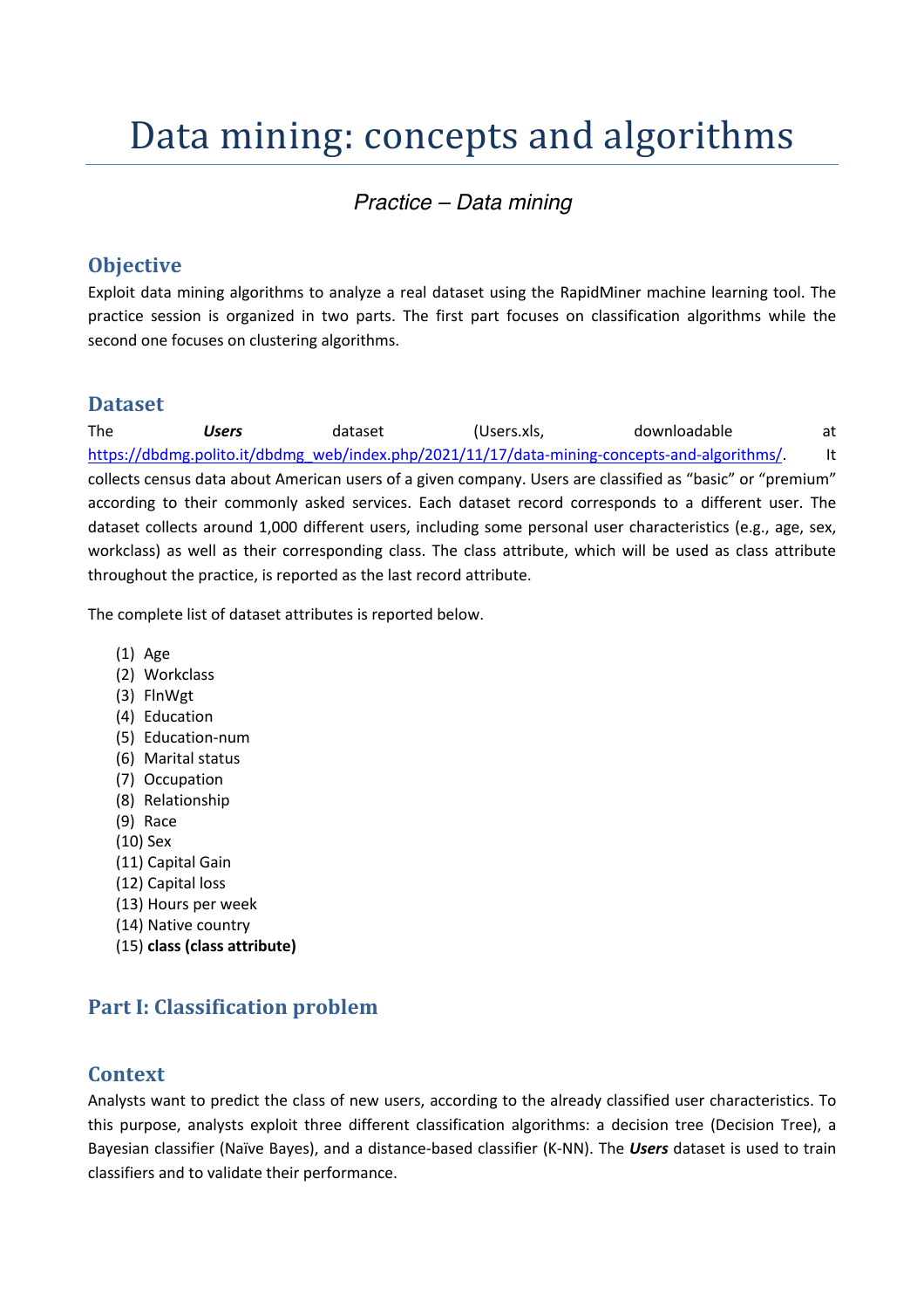# Data mining: concepts and algorithms

*Practice – Data mining*

## Objective

Exploit data mining algorithms to analyze a real dataset using the RapidMiner machine learning tool. The practice session is organized in two parts. The first part focuses on classification algorithms while the second one focuses on clustering algorithms.

## Dataset

The ***Users*** dataset (Users.xls, downloadable at https://dbdmg.polito.it/dbdmg_web/index.php/2021/11/17/data-mining-concepts-and-algorithms/. It collects census data about American users of a given company. Users are classified as "basic" or "premium" according to their commonly asked services. Each dataset record corresponds to a different user. The dataset collects around 1,000 different users, including some personal user characteristics (e.g., age, sex, workclass) as well as their corresponding class. The class attribute, which will be used as class attribute throughout the practice, is reported as the last record attribute.

The complete list of dataset attributes is reported below.

(1) Age
(2) Workclass
(3) FlnWgt
(4) Education
(5) Education-num
(6) Marital status
(7) Occupation
(8) Relationship
(9) Race
(10) Sex
(11) Capital Gain
(12) Capital loss
(13) Hours per week
(14) Native country
(15) **class (class attribute)**

## Part I: Classification problem

## Context

Analysts want to predict the class of new users, according to the already classified user characteristics. To this purpose, analysts exploit three different classification algorithms: a decision tree (Decision Tree), a Bayesian classifier (Naïve Bayes), and a distance-based classifier (K-NN). The ***Users*** dataset is used to train classifiers and to validate their performance.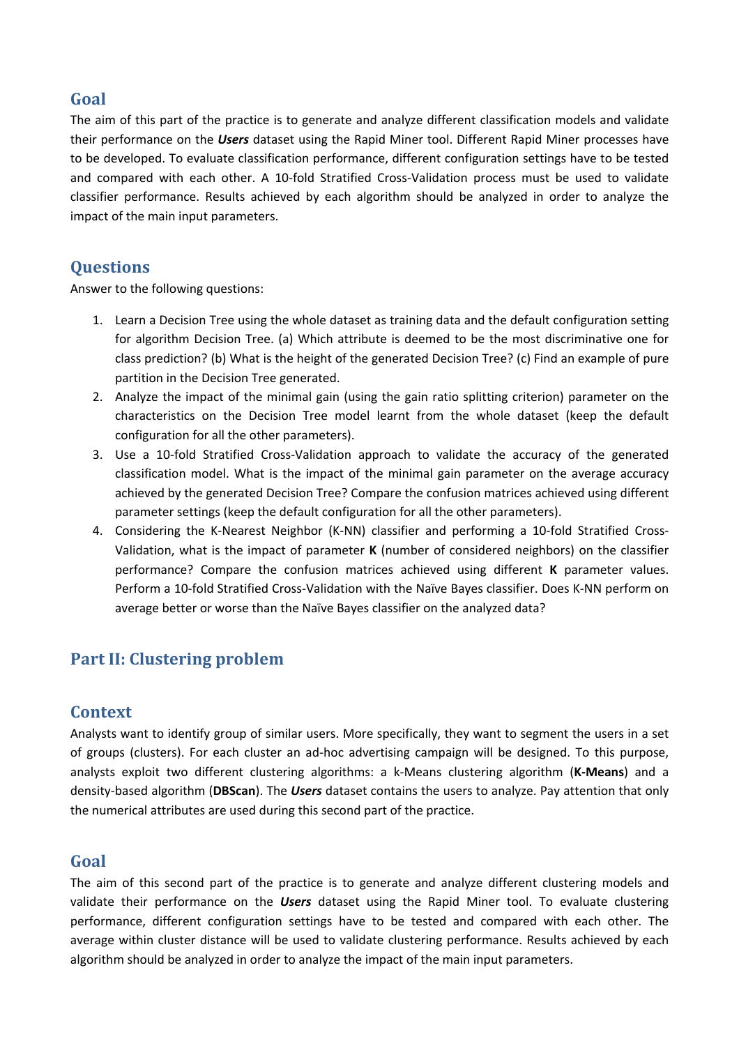## Goal

The aim of this part of the practice is to generate and analyze different classification models and validate their performance on the ***Users*** dataset using the Rapid Miner tool. Different Rapid Miner processes have to be developed. To evaluate classification performance, different configuration settings have to be tested and compared with each other. A 10-fold Stratified Cross-Validation process must be used to validate classifier performance. Results achieved by each algorithm should be analyzed in order to analyze the impact of the main input parameters.

## Questions

Answer to the following questions:

1. Learn a Decision Tree using the whole dataset as training data and the default configuration setting for algorithm Decision Tree. (a) Which attribute is deemed to be the most discriminative one for class prediction? (b) What is the height of the generated Decision Tree? (c) Find an example of pure partition in the Decision Tree generated.
2. Analyze the impact of the minimal gain (using the gain ratio splitting criterion) parameter on the characteristics on the Decision Tree model learnt from the whole dataset (keep the default configuration for all the other parameters).
3. Use a 10-fold Stratified Cross-Validation approach to validate the accuracy of the generated classification model. What is the impact of the minimal gain parameter on the average accuracy achieved by the generated Decision Tree? Compare the confusion matrices achieved using different parameter settings (keep the default configuration for all the other parameters).
4. Considering the K-Nearest Neighbor (K-NN) classifier and performing a 10-fold Stratified Cross-Validation, what is the impact of parameter **K** (number of considered neighbors) on the classifier performance? Compare the confusion matrices achieved using different **K** parameter values. Perform a 10-fold Stratified Cross-Validation with the Naïve Bayes classifier. Does K-NN perform on average better or worse than the Naïve Bayes classifier on the analyzed data?

# Part II: Clustering problem

## Context

Analysts want to identify group of similar users. More specifically, they want to segment the users in a set of groups (clusters). For each cluster an ad-hoc advertising campaign will be designed. To this purpose, analysts exploit two different clustering algorithms: a k-Means clustering algorithm (**K-Means**) and a density-based algorithm (**DBScan**). The ***Users*** dataset contains the users to analyze. Pay attention that only the numerical attributes are used during this second part of the practice.

## Goal

The aim of this second part of the practice is to generate and analyze different clustering models and validate their performance on the ***Users*** dataset using the Rapid Miner tool. To evaluate clustering performance, different configuration settings have to be tested and compared with each other. The average within cluster distance will be used to validate clustering performance. Results achieved by each algorithm should be analyzed in order to analyze the impact of the main input parameters.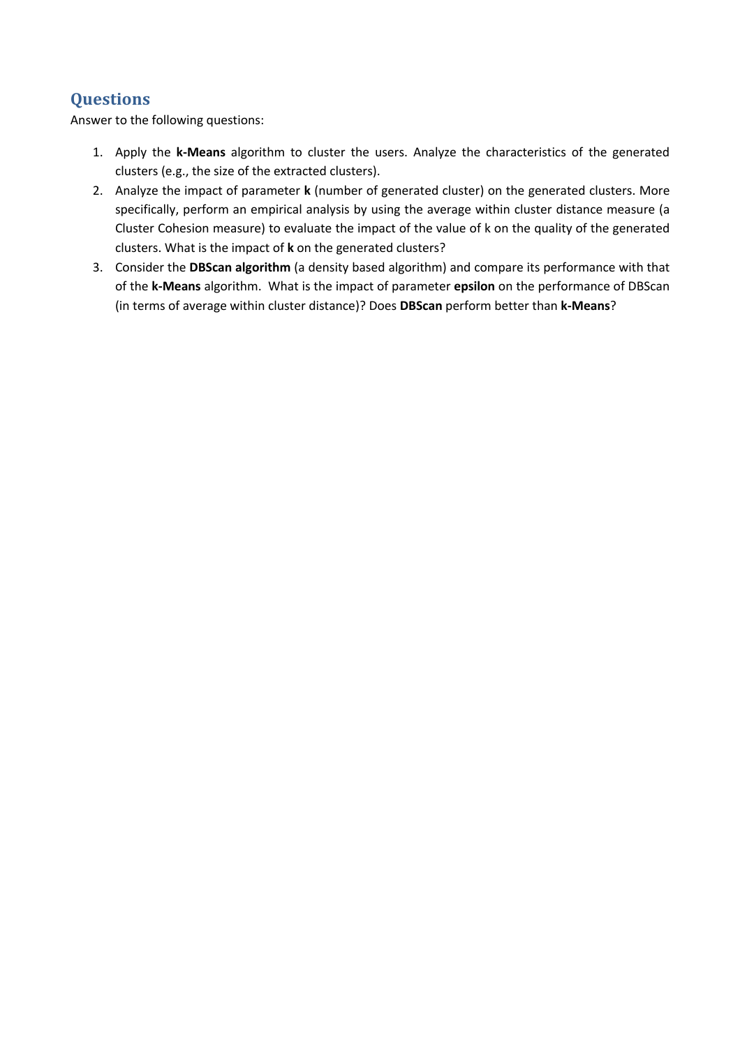## Questions

Answer to the following questions:

1. Apply the **k-Means** algorithm to cluster the users. Analyze the characteristics of the generated clusters (e.g., the size of the extracted clusters).
2. Analyze the impact of parameter **k** (number of generated cluster) on the generated clusters. More specifically, perform an empirical analysis by using the average within cluster distance measure (a Cluster Cohesion measure) to evaluate the impact of the value of k on the quality of the generated clusters. What is the impact of **k** on the generated clusters?
3. Consider the **DBScan algorithm** (a density based algorithm) and compare its performance with that of the **k-Means** algorithm. What is the impact of parameter **epsilon** on the performance of DBScan (in terms of average within cluster distance)? Does **DBScan** perform better than **k-Means**?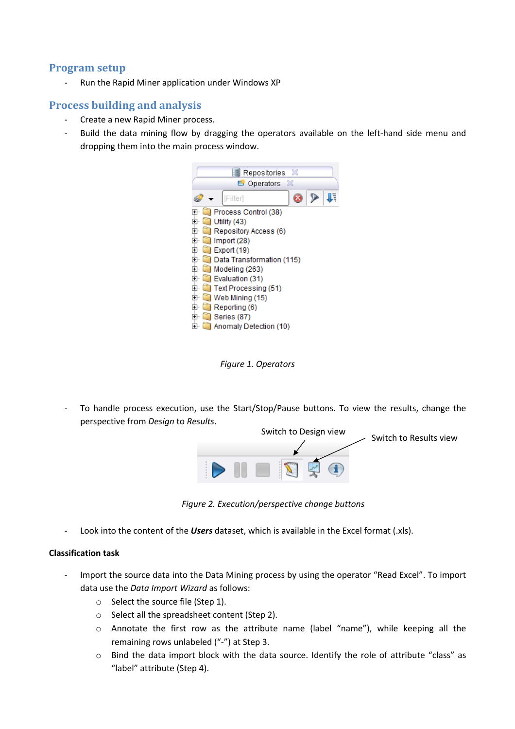## Program setup

- Run the Rapid Miner application under Windows XP

## Process building and analysis

- Create a new Rapid Miner process.
- Build the data mining flow by dragging the operators available on the left-hand side menu and dropping them into the main process window.

*Figure 1. Operators*

- To handle process execution, use the Start/Stop/Pause buttons. To view the results, change the perspective from *Design* to *Results*.

*Figure 2. Execution/perspective change buttons*

- Look into the content of the ***Users*** dataset, which is available in the Excel format (.xls).

**Classification task**

- Import the source data into the Data Mining process by using the operator “Read Excel”. To import data use the *Data Import Wizard* as follows:
  - Select the source file (Step 1).
  - Select all the spreadsheet content (Step 2).
  - Annotate the first row as the attribute name (label “name”), while keeping all the remaining rows unlabeled (“-”) at Step 3.
  - Bind the data import block with the data source. Identify the role of attribute “class” as “label” attribute (Step 4).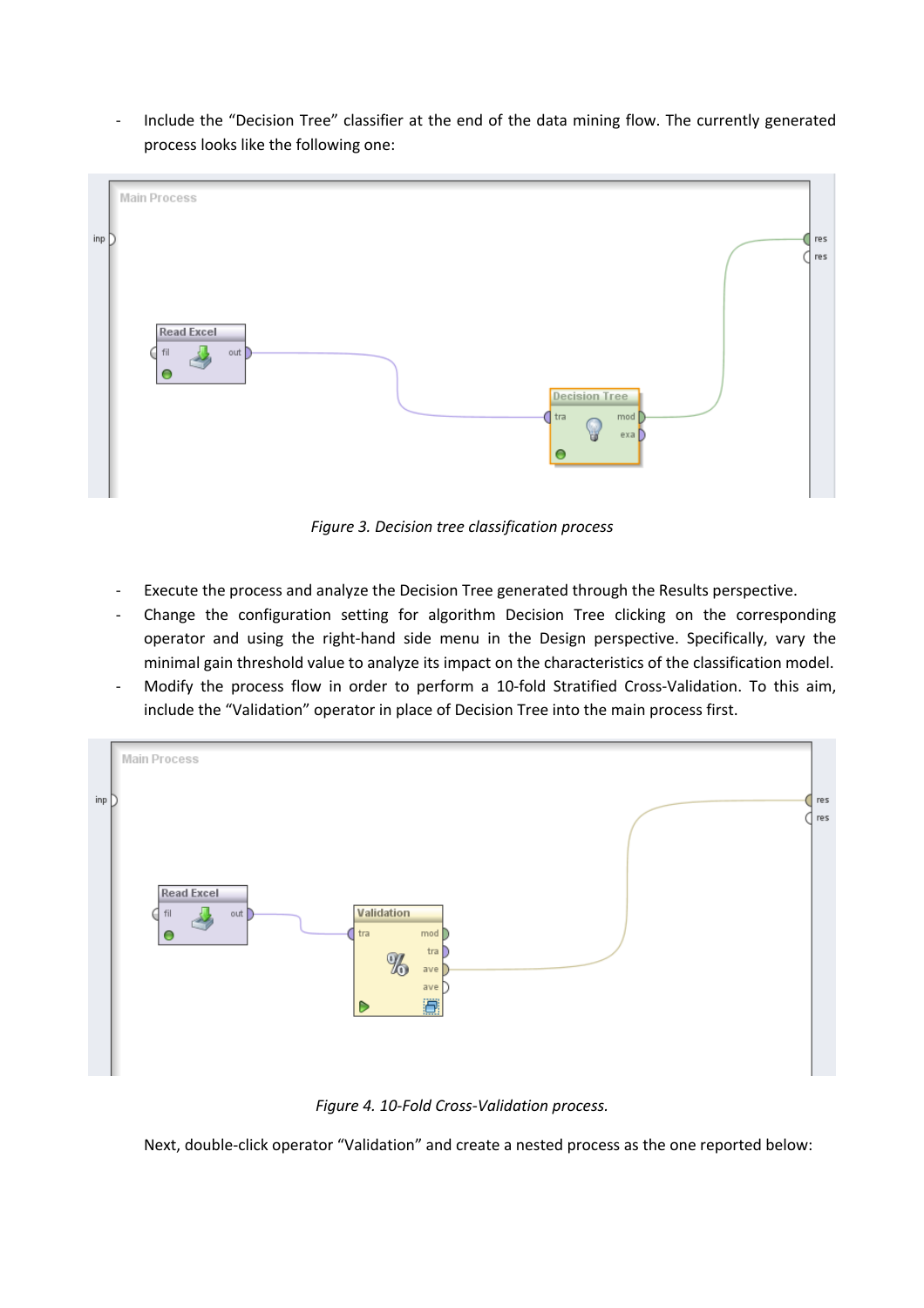- Include the "Decision Tree" classifier at the end of the data mining flow. The currently generated process looks like the following one:

*Figure 3. Decision tree classification process*

- Execute the process and analyze the Decision Tree generated through the Results perspective.
- Change the configuration setting for algorithm Decision Tree clicking on the corresponding operator and using the right-hand side menu in the Design perspective. Specifically, vary the minimal gain threshold value to analyze its impact on the characteristics of the classification model.
- Modify the process flow in order to perform a 10-fold Stratified Cross-Validation. To this aim, include the "Validation" operator in place of Decision Tree into the main process first.

*Figure 4. 10-Fold Cross-Validation process.*

Next, double-click operator "Validation" and create a nested process as the one reported below: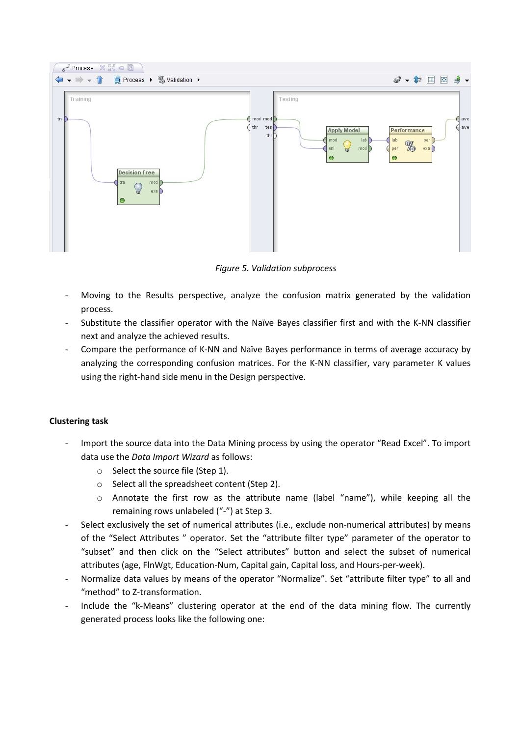*Figure 5. Validation subprocess*

- Moving to the Results perspective, analyze the confusion matrix generated by the validation process.
- Substitute the classifier operator with the Naïve Bayes classifier first and with the K-NN classifier next and analyze the achieved results.
- Compare the performance of K-NN and Naïve Bayes performance in terms of average accuracy by analyzing the corresponding confusion matrices. For the K-NN classifier, vary parameter K values using the right-hand side menu in the Design perspective.

**Clustering task**

- Import the source data into the Data Mining process by using the operator "Read Excel". To import data use the *Data Import Wizard* as follows:
  - Select the source file (Step 1).
  - Select all the spreadsheet content (Step 2).
  - Annotate the first row as the attribute name (label "name"), while keeping all the remaining rows unlabeled ("-") at Step 3.
- Select exclusively the set of numerical attributes (i.e., exclude non-numerical attributes) by means of the "Select Attributes " operator. Set the "attribute filter type" parameter of the operator to "subset" and then click on the "Select attributes" button and select the subset of numerical attributes (age, FlnWgt, Education-Num, Capital gain, Capital loss, and Hours-per-week).
- Normalize data values by means of the operator "Normalize". Set "attribute filter type" to all and "method" to Z-transformation.
- Include the "k-Means" clustering operator at the end of the data mining flow. The currently generated process looks like the following one: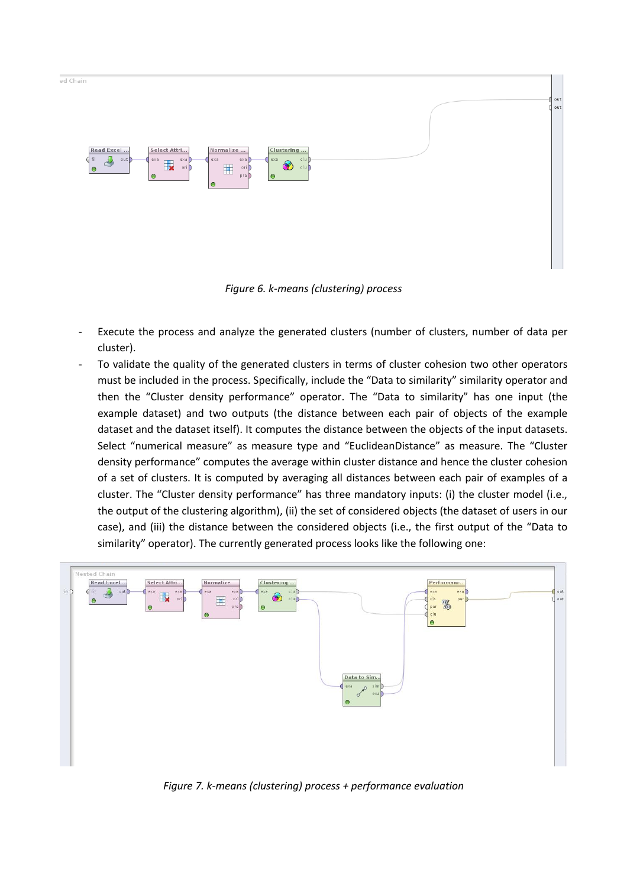*Figure 6. k-means (clustering) process*

- Execute the process and analyze the generated clusters (number of clusters, number of data per cluster).
- To validate the quality of the generated clusters in terms of cluster cohesion two other operators must be included in the process. Specifically, include the "Data to similarity" similarity operator and then the "Cluster density performance" operator. The "Data to similarity" has one input (the example dataset) and two outputs (the distance between each pair of objects of the example dataset and the dataset itself). It computes the distance between the objects of the input datasets. Select "numerical measure" as measure type and "EuclideanDistance" as measure. The "Cluster density performance" computes the average within cluster distance and hence the cluster cohesion of a set of clusters. It is computed by averaging all distances between each pair of examples of a cluster. The "Cluster density performance" has three mandatory inputs: (i) the cluster model (i.e., the output of the clustering algorithm), (ii) the set of considered objects (the dataset of users in our case), and (iii) the distance between the considered objects (i.e., the first output of the "Data to similarity" operator). The currently generated process looks like the following one:

*Figure 7. k-means (clustering) process + performance evaluation*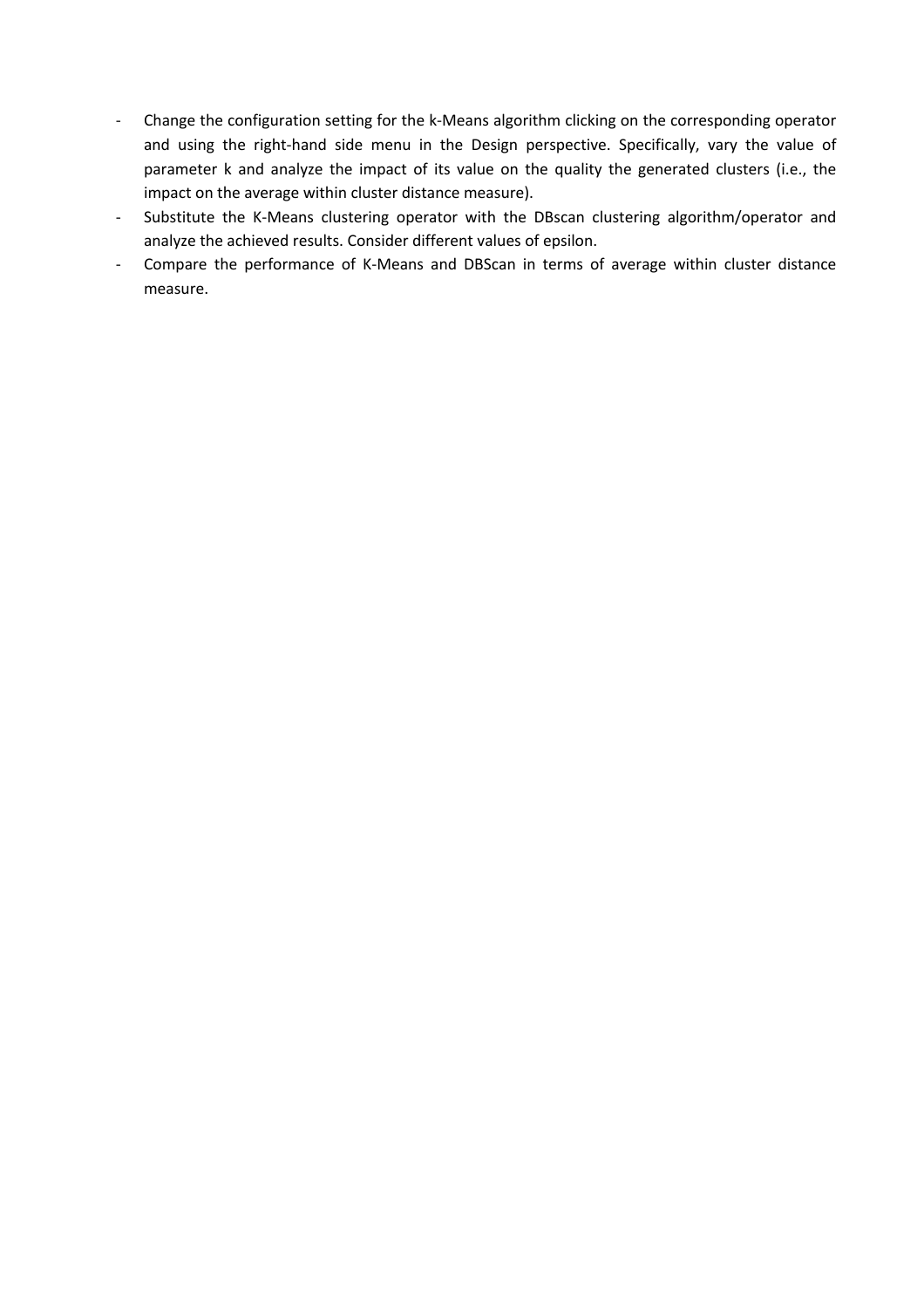- Change the configuration setting for the k-Means algorithm clicking on the corresponding operator and using the right-hand side menu in the Design perspective. Specifically, vary the value of parameter k and analyze the impact of its value on the quality the generated clusters (i.e., the impact on the average within cluster distance measure).
- Substitute the K-Means clustering operator with the DBscan clustering algorithm/operator and analyze the achieved results. Consider different values of epsilon.
- Compare the performance of K-Means and DBScan in terms of average within cluster distance measure.